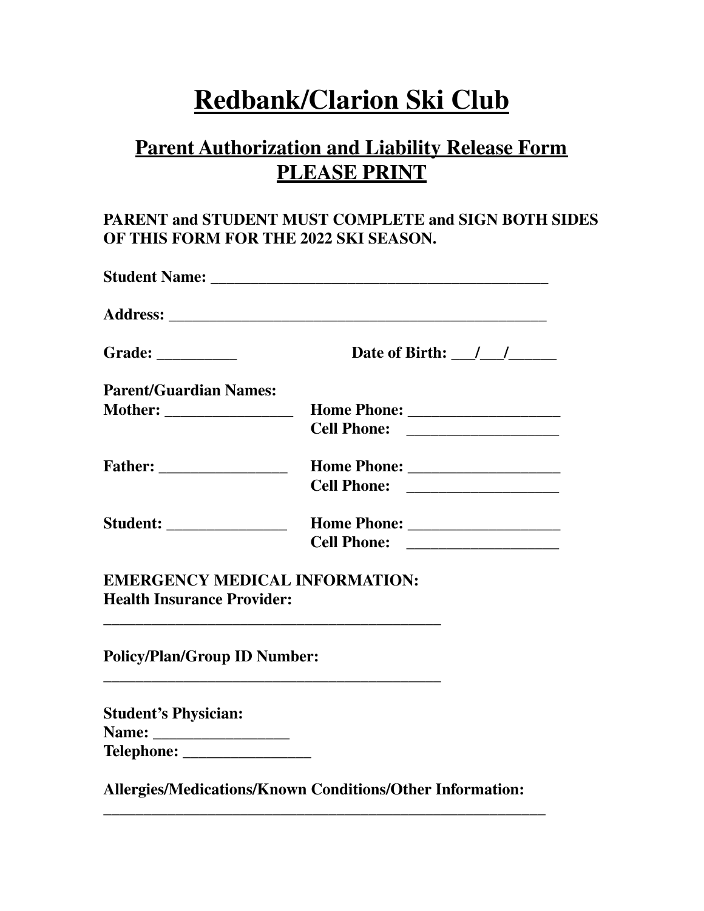# Redbank/Clarion Ski Club

## Parent Authorization and Liability Release Form
## PLEASE PRINT

**PARENT and STUDENT MUST COMPLETE and SIGN BOTH SIDES OF THIS FORM FOR THE 2022 SKI SEASON.**

**Student Name:** ____________________________________________

**Address:** __________________________________________________

**Grade:** __________ **Date of Birth:** ___/___/______

**Parent/Guardian Names:**

**Mother:** ________________ **Home Phone:** ___________________
**Cell Phone:** ___________________

**Father:** ________________ **Home Phone:** ___________________
**Cell Phone:** ___________________

**Student:** _______________ **Home Phone:** ___________________
**Cell Phone:** ___________________

**EMERGENCY MEDICAL INFORMATION:**
**Health Insurance Provider:**

____________________________________________

**Policy/Plan/Group ID Number:**

____________________________________________

**Student's Physician:**
**Name:** _________________
**Telephone:** ________________

**Allergies/Medications/Known Conditions/Other Information:**

__________________________________________________________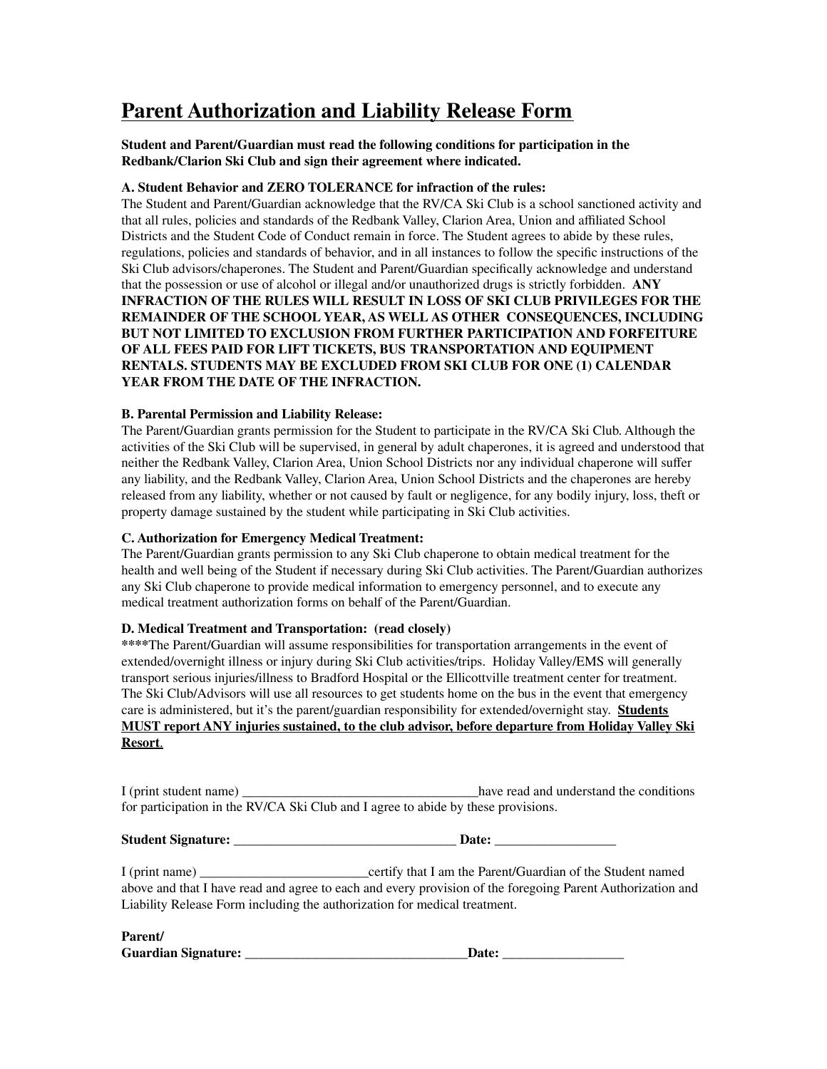# Parent Authorization and Liability Release Form

**Student and Parent/Guardian must read the following conditions for participation in the Redbank/Clarion Ski Club and sign their agreement where indicated.**

**A. Student Behavior and ZERO TOLERANCE for infraction of the rules:**

The Student and Parent/Guardian acknowledge that the RV/CA Ski Club is a school sanctioned activity and that all rules, policies and standards of the Redbank Valley, Clarion Area, Union and affiliated School Districts and the Student Code of Conduct remain in force. The Student agrees to abide by these rules, regulations, policies and standards of behavior, and in all instances to follow the specific instructions of the Ski Club advisors/chaperones. The Student and Parent/Guardian specifically acknowledge and understand that the possession or use of alcohol or illegal and/or unauthorized drugs is strictly forbidden. **ANY INFRACTION OF THE RULES WILL RESULT IN LOSS OF SKI CLUB PRIVILEGES FOR THE REMAINDER OF THE SCHOOL YEAR, AS WELL AS OTHER CONSEQUENCES, INCLUDING BUT NOT LIMITED TO EXCLUSION FROM FURTHER PARTICIPATION AND FORFEITURE OF ALL FEES PAID FOR LIFT TICKETS, BUS TRANSPORTATION AND EQUIPMENT RENTALS. STUDENTS MAY BE EXCLUDED FROM SKI CLUB FOR ONE (1) CALENDAR YEAR FROM THE DATE OF THE INFRACTION.**

**B. Parental Permission and Liability Release:**

The Parent/Guardian grants permission for the Student to participate in the RV/CA Ski Club. Although the activities of the Ski Club will be supervised, in general by adult chaperones, it is agreed and understood that neither the Redbank Valley, Clarion Area, Union School Districts nor any individual chaperone will suffer any liability, and the Redbank Valley, Clarion Area, Union School Districts and the chaperones are hereby released from any liability, whether or not caused by fault or negligence, for any bodily injury, loss, theft or property damage sustained by the student while participating in Ski Club activities.

**C. Authorization for Emergency Medical Treatment:**

The Parent/Guardian grants permission to any Ski Club chaperone to obtain medical treatment for the health and well being of the Student if necessary during Ski Club activities. The Parent/Guardian authorizes any Ski Club chaperone to provide medical information to emergency personnel, and to execute any medical treatment authorization forms on behalf of the Parent/Guardian.

**D. Medical Treatment and Transportation: (read closely)**

**\*\*\*\***The Parent/Guardian will assume responsibilities for transportation arrangements in the event of extended/overnight illness or injury during Ski Club activities/trips. Holiday Valley/EMS will generally transport serious injuries/illness to Bradford Hospital or the Ellicottville treatment center for treatment. The Ski Club/Advisors will use all resources to get students home on the bus in the event that emergency care is administered, but it's the parent/guardian responsibility for extended/overnight stay. **Students MUST report ANY injuries sustained, to the club advisor, before departure from Holiday Valley Ski Resort**.

I (print student name) ___________________________________have read and understand the conditions for participation in the RV/CA Ski Club and I agree to abide by these provisions.

**Student Signature:** _________________________________ **Date:** __________________

I (print name) _________________________certify that I am the Parent/Guardian of the Student named above and that I have read and agree to each and every provision of the foregoing Parent Authorization and Liability Release Form including the authorization for medical treatment.

**Parent/**
**Guardian Signature:** _________________________________**Date:** __________________